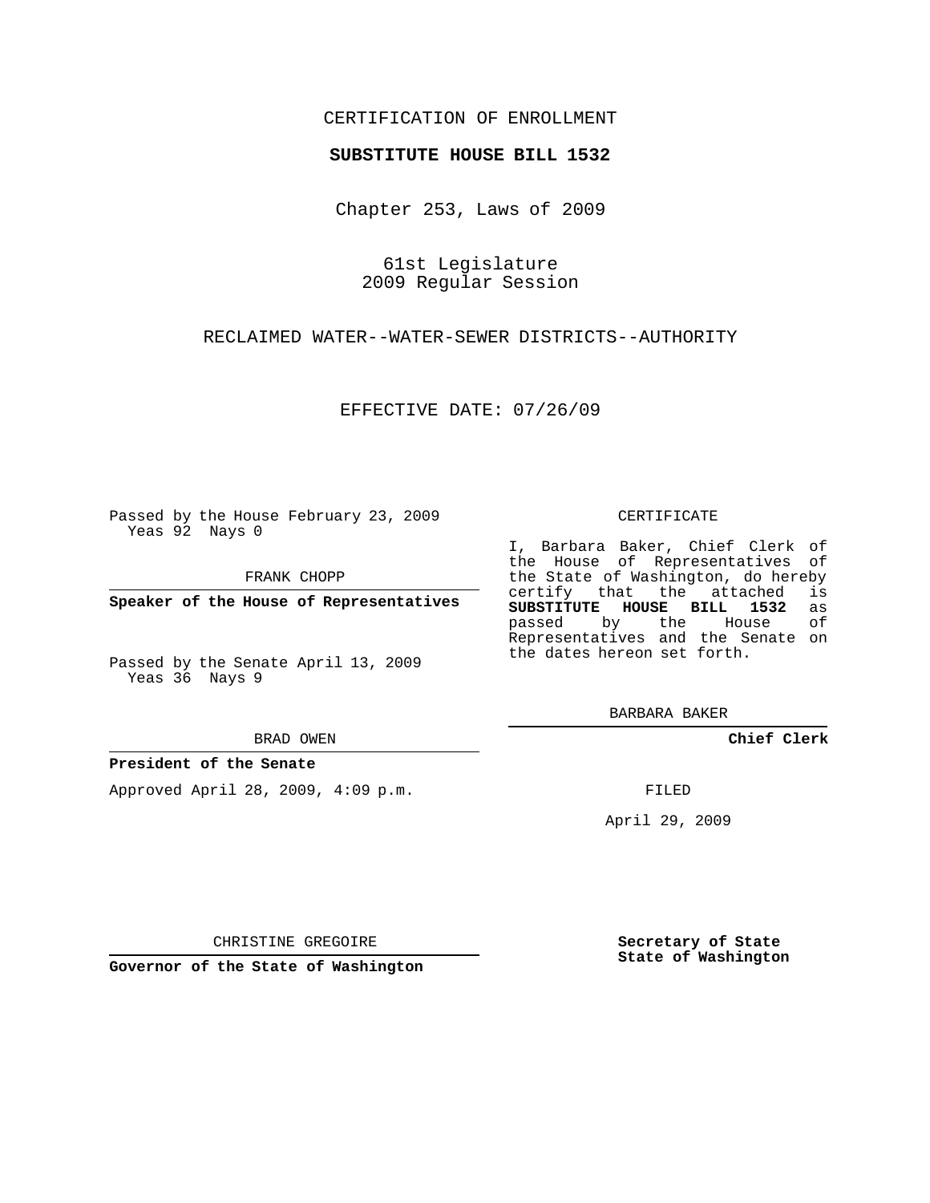CERTIFICATION OF ENROLLMENT

**SUBSTITUTE HOUSE BILL 1532**

Chapter 253, Laws of 2009

61st Legislature
2009 Regular Session

RECLAIMED WATER--WATER-SEWER DISTRICTS--AUTHORITY

EFFECTIVE DATE: 07/26/09

Passed by the House February 23, 2009
Yeas 92 Nays 0

FRANK CHOPP

**Speaker of the House of Representatives**

Passed by the Senate April 13, 2009
Yeas 36 Nays 9

BRAD OWEN

**President of the Senate**

Approved April 28, 2009, 4:09 p.m.

CHRISTINE GREGOIRE

**Governor of the State of Washington**

CERTIFICATE

I, Barbara Baker, Chief Clerk of the House of Representatives of the State of Washington, do hereby certify that the attached is **SUBSTITUTE HOUSE BILL 1532** as passed by the House of Representatives and the Senate on the dates hereon set forth.

BARBARA BAKER

**Chief Clerk**

FILED

April 29, 2009

**Secretary of State**
**State of Washington**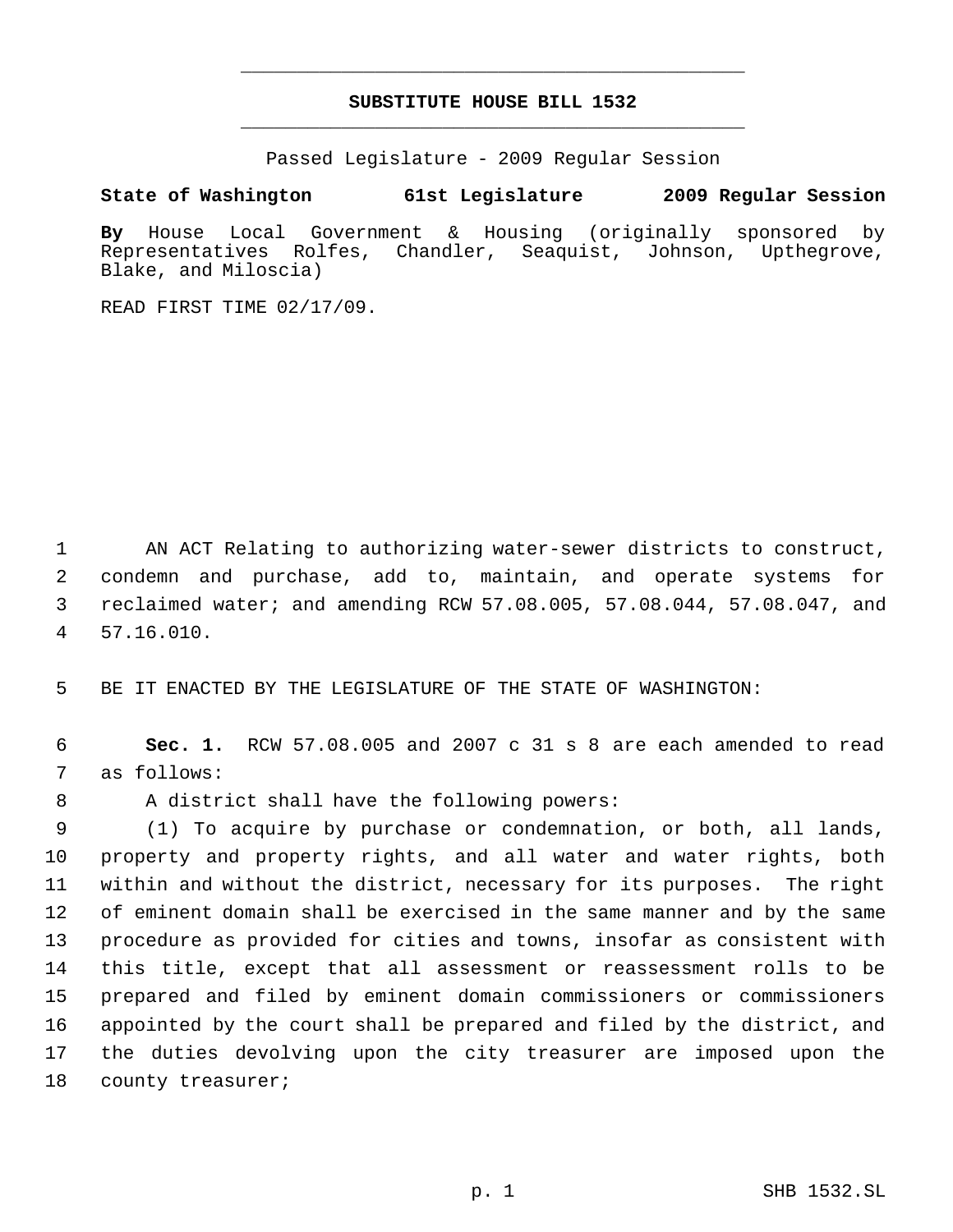# SUBSTITUTE HOUSE BILL 1532

Passed Legislature - 2009 Regular Session

**State of Washington 61st Legislature 2009 Regular Session**

**By** House Local Government & Housing (originally sponsored by Representatives Rolfes, Chandler, Seaquist, Johnson, Upthegrove, Blake, and Miloscia)

READ FIRST TIME 02/17/09.

1 AN ACT Relating to authorizing water-sewer districts to construct,
2 condemn and purchase, add to, maintain, and operate systems for
3 reclaimed water; and amending RCW 57.08.005, 57.08.044, 57.08.047, and
4 57.16.010.

5 BE IT ENACTED BY THE LEGISLATURE OF THE STATE OF WASHINGTON:

6 **Sec. 1.** RCW 57.08.005 and 2007 c 31 s 8 are each amended to read
7 as follows:

8 A district shall have the following powers:

9 (1) To acquire by purchase or condemnation, or both, all lands,
10 property and property rights, and all water and water rights, both
11 within and without the district, necessary for its purposes. The right
12 of eminent domain shall be exercised in the same manner and by the same
13 procedure as provided for cities and towns, insofar as consistent with
14 this title, except that all assessment or reassessment rolls to be
15 prepared and filed by eminent domain commissioners or commissioners
16 appointed by the court shall be prepared and filed by the district, and
17 the duties devolving upon the city treasurer are imposed upon the
18 county treasurer;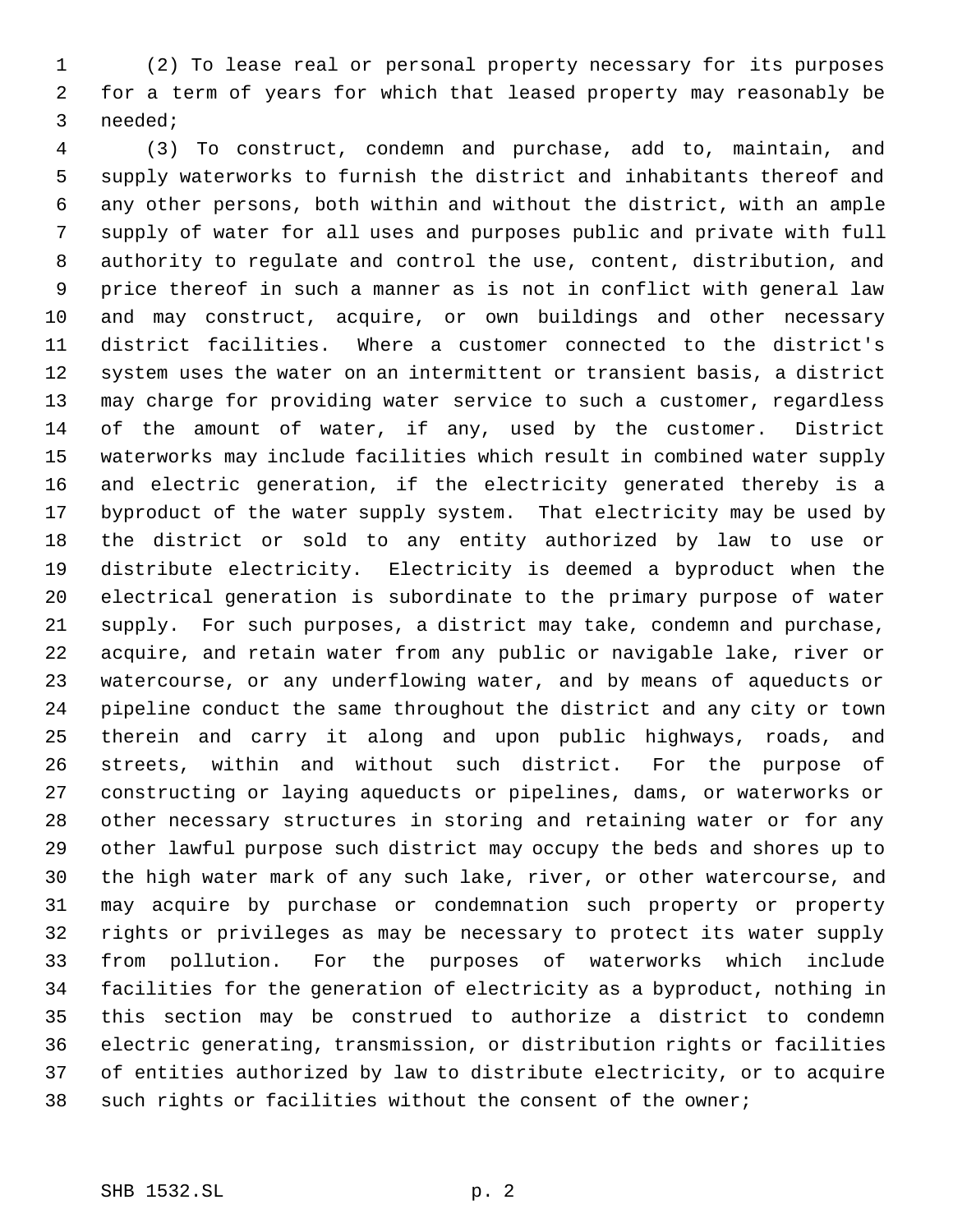(2) To lease real or personal property necessary for its purposes for a term of years for which that leased property may reasonably be needed;

(3) To construct, condemn and purchase, add to, maintain, and supply waterworks to furnish the district and inhabitants thereof and any other persons, both within and without the district, with an ample supply of water for all uses and purposes public and private with full authority to regulate and control the use, content, distribution, and price thereof in such a manner as is not in conflict with general law and may construct, acquire, or own buildings and other necessary district facilities. Where a customer connected to the district's system uses the water on an intermittent or transient basis, a district may charge for providing water service to such a customer, regardless of the amount of water, if any, used by the customer. District waterworks may include facilities which result in combined water supply and electric generation, if the electricity generated thereby is a byproduct of the water supply system. That electricity may be used by the district or sold to any entity authorized by law to use or distribute electricity. Electricity is deemed a byproduct when the electrical generation is subordinate to the primary purpose of water supply. For such purposes, a district may take, condemn and purchase, acquire, and retain water from any public or navigable lake, river or watercourse, or any underflowing water, and by means of aqueducts or pipeline conduct the same throughout the district and any city or town therein and carry it along and upon public highways, roads, and streets, within and without such district. For the purpose of constructing or laying aqueducts or pipelines, dams, or waterworks or other necessary structures in storing and retaining water or for any other lawful purpose such district may occupy the beds and shores up to the high water mark of any such lake, river, or other watercourse, and may acquire by purchase or condemnation such property or property rights or privileges as may be necessary to protect its water supply from pollution. For the purposes of waterworks which include facilities for the generation of electricity as a byproduct, nothing in this section may be construed to authorize a district to condemn electric generating, transmission, or distribution rights or facilities of entities authorized by law to distribute electricity, or to acquire such rights or facilities without the consent of the owner;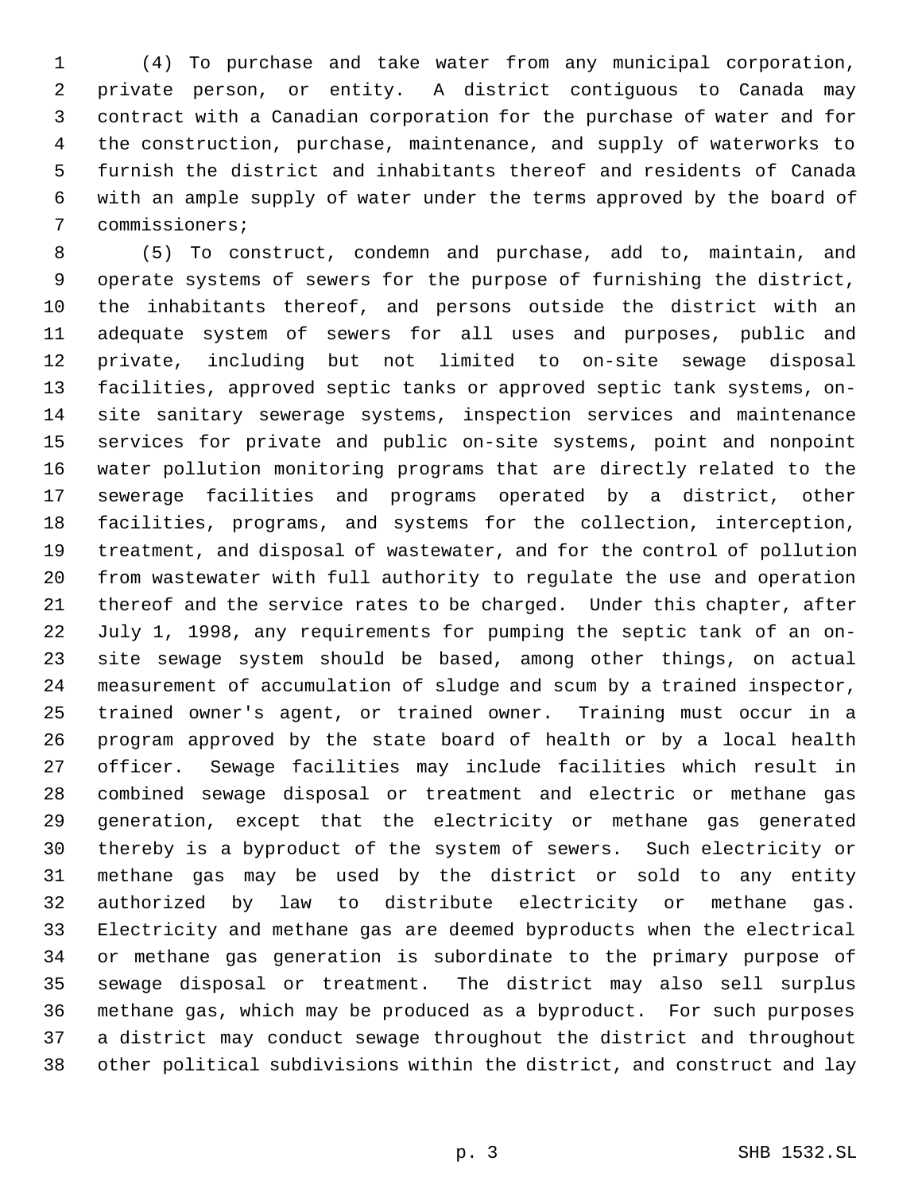(4) To purchase and take water from any municipal corporation, private person, or entity. A district contiguous to Canada may contract with a Canadian corporation for the purchase of water and for the construction, purchase, maintenance, and supply of waterworks to furnish the district and inhabitants thereof and residents of Canada with an ample supply of water under the terms approved by the board of commissioners;

(5) To construct, condemn and purchase, add to, maintain, and operate systems of sewers for the purpose of furnishing the district, the inhabitants thereof, and persons outside the district with an adequate system of sewers for all uses and purposes, public and private, including but not limited to on-site sewage disposal facilities, approved septic tanks or approved septic tank systems, on-site sanitary sewerage systems, inspection services and maintenance services for private and public on-site systems, point and nonpoint water pollution monitoring programs that are directly related to the sewerage facilities and programs operated by a district, other facilities, programs, and systems for the collection, interception, treatment, and disposal of wastewater, and for the control of pollution from wastewater with full authority to regulate the use and operation thereof and the service rates to be charged. Under this chapter, after July 1, 1998, any requirements for pumping the septic tank of an on-site sewage system should be based, among other things, on actual measurement of accumulation of sludge and scum by a trained inspector, trained owner's agent, or trained owner. Training must occur in a program approved by the state board of health or by a local health officer. Sewage facilities may include facilities which result in combined sewage disposal or treatment and electric or methane gas generation, except that the electricity or methane gas generated thereby is a byproduct of the system of sewers. Such electricity or methane gas may be used by the district or sold to any entity authorized by law to distribute electricity or methane gas. Electricity and methane gas are deemed byproducts when the electrical or methane gas generation is subordinate to the primary purpose of sewage disposal or treatment. The district may also sell surplus methane gas, which may be produced as a byproduct. For such purposes a district may conduct sewage throughout the district and throughout other political subdivisions within the district, and construct and lay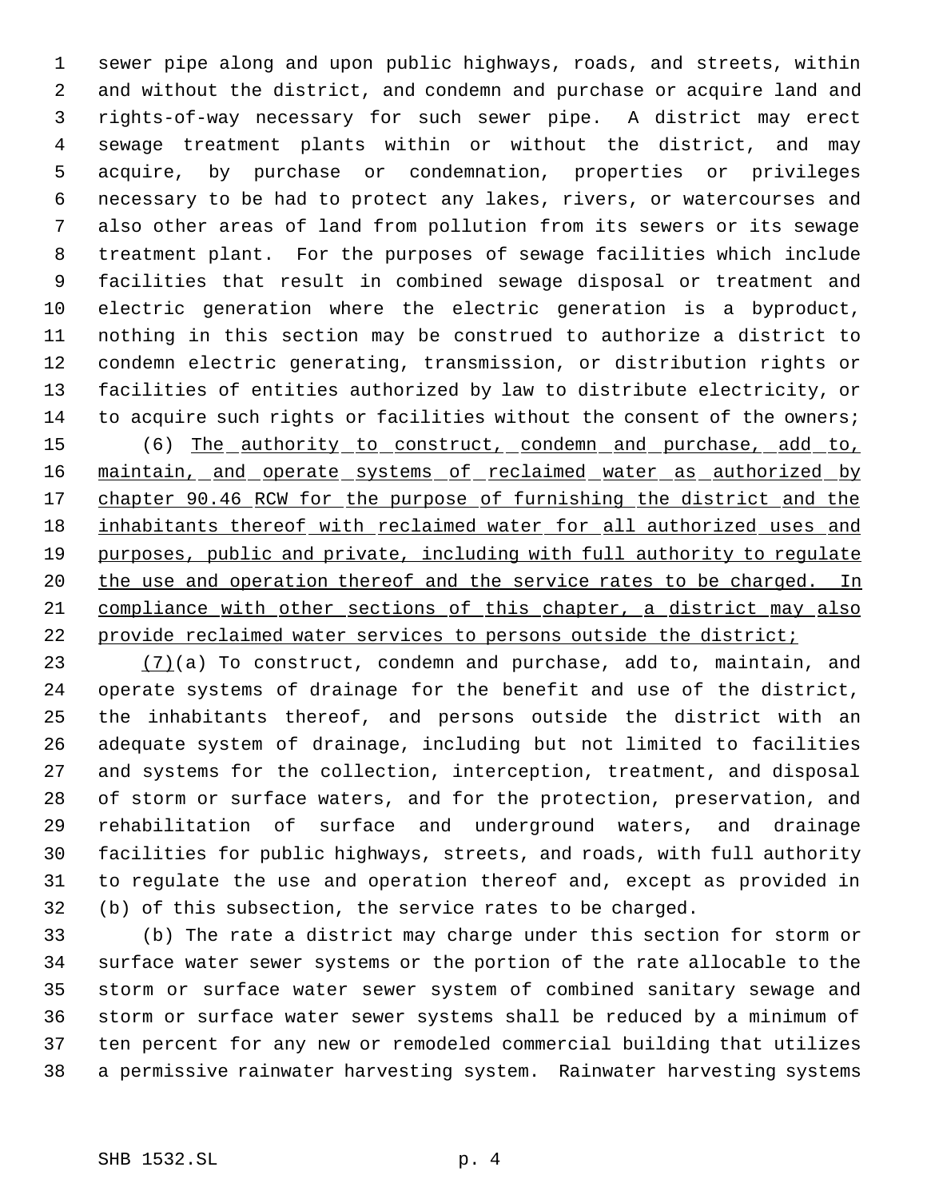sewer pipe along and upon public highways, roads, and streets, within and without the district, and condemn and purchase or acquire land and rights-of-way necessary for such sewer pipe. A district may erect sewage treatment plants within or without the district, and may acquire, by purchase or condemnation, properties or privileges necessary to be had to protect any lakes, rivers, or watercourses and also other areas of land from pollution from its sewers or its sewage treatment plant. For the purposes of sewage facilities which include facilities that result in combined sewage disposal or treatment and electric generation where the electric generation is a byproduct, nothing in this section may be construed to authorize a district to condemn electric generating, transmission, or distribution rights or facilities of entities authorized by law to distribute electricity, or to acquire such rights or facilities without the consent of the owners;

(6) The authority to construct, condemn and purchase, add to, maintain, and operate systems of reclaimed water as authorized by chapter 90.46 RCW for the purpose of furnishing the district and the inhabitants thereof with reclaimed water for all authorized uses and purposes, public and private, including with full authority to regulate the use and operation thereof and the service rates to be charged. In compliance with other sections of this chapter, a district may also provide reclaimed water services to persons outside the district;

(7)(a) To construct, condemn and purchase, add to, maintain, and operate systems of drainage for the benefit and use of the district, the inhabitants thereof, and persons outside the district with an adequate system of drainage, including but not limited to facilities and systems for the collection, interception, treatment, and disposal of storm or surface waters, and for the protection, preservation, and rehabilitation of surface and underground waters, and drainage facilities for public highways, streets, and roads, with full authority to regulate the use and operation thereof and, except as provided in (b) of this subsection, the service rates to be charged.

(b) The rate a district may charge under this section for storm or surface water sewer systems or the portion of the rate allocable to the storm or surface water sewer system of combined sanitary sewage and storm or surface water sewer systems shall be reduced by a minimum of ten percent for any new or remodeled commercial building that utilizes a permissive rainwater harvesting system. Rainwater harvesting systems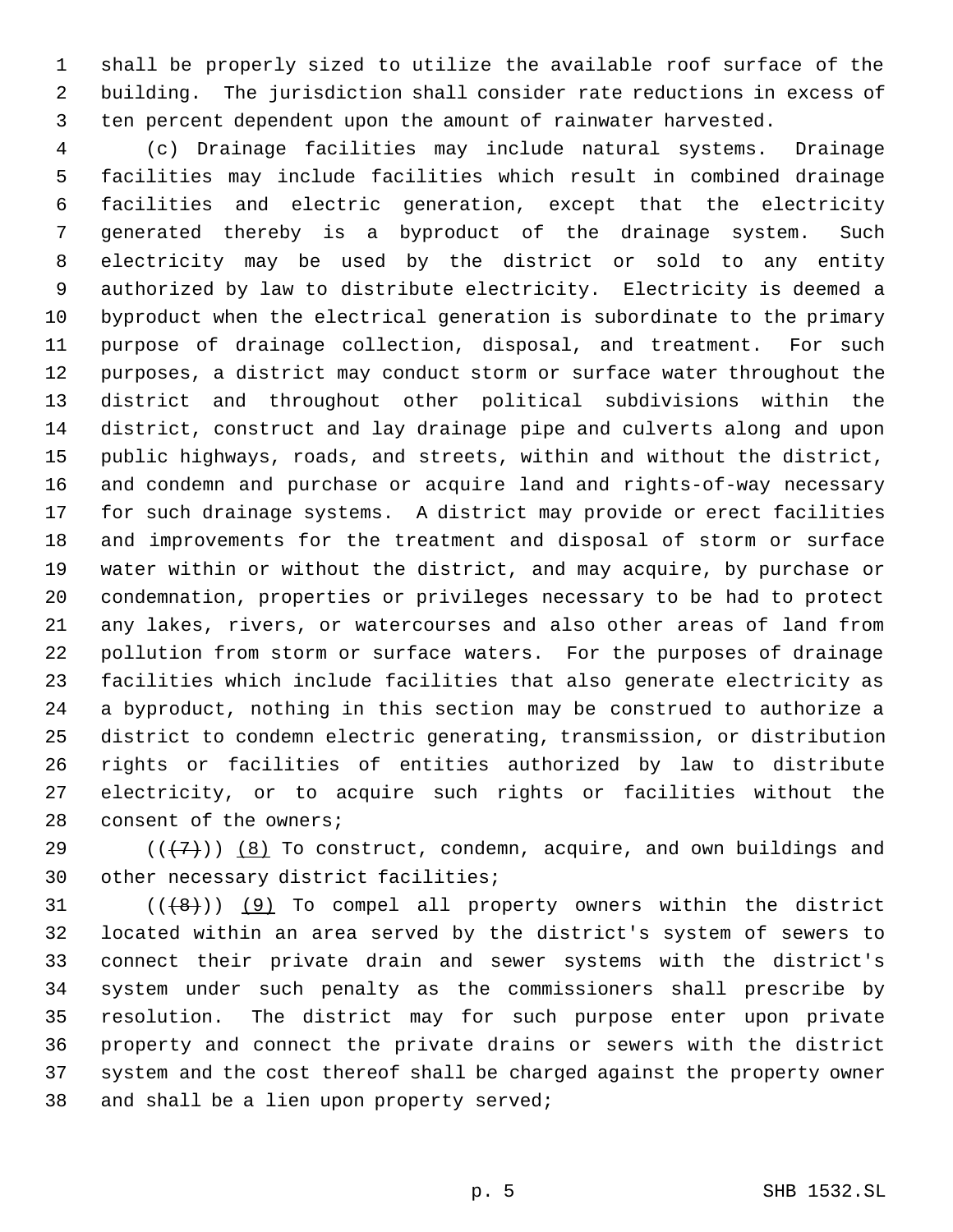shall be properly sized to utilize the available roof surface of the building. The jurisdiction shall consider rate reductions in excess of ten percent dependent upon the amount of rainwater harvested.

(c) Drainage facilities may include natural systems. Drainage facilities may include facilities which result in combined drainage facilities and electric generation, except that the electricity generated thereby is a byproduct of the drainage system. Such electricity may be used by the district or sold to any entity authorized by law to distribute electricity. Electricity is deemed a byproduct when the electrical generation is subordinate to the primary purpose of drainage collection, disposal, and treatment. For such purposes, a district may conduct storm or surface water throughout the district and throughout other political subdivisions within the district, construct and lay drainage pipe and culverts along and upon public highways, roads, and streets, within and without the district, and condemn and purchase or acquire land and rights-of-way necessary for such drainage systems. A district may provide or erect facilities and improvements for the treatment and disposal of storm or surface water within or without the district, and may acquire, by purchase or condemnation, properties or privileges necessary to be had to protect any lakes, rivers, or watercourses and also other areas of land from pollution from storm or surface waters. For the purposes of drainage facilities which include facilities that also generate electricity as a byproduct, nothing in this section may be construed to authorize a district to condemn electric generating, transmission, or distribution rights or facilities of entities authorized by law to distribute electricity, or to acquire such rights or facilities without the consent of the owners;

((~~(7)~~)) <u>(8)</u> To construct, condemn, acquire, and own buildings and other necessary district facilities;

((~~(8)~~)) <u>(9)</u> To compel all property owners within the district located within an area served by the district's system of sewers to connect their private drain and sewer systems with the district's system under such penalty as the commissioners shall prescribe by resolution. The district may for such purpose enter upon private property and connect the private drains or sewers with the district system and the cost thereof shall be charged against the property owner and shall be a lien upon property served;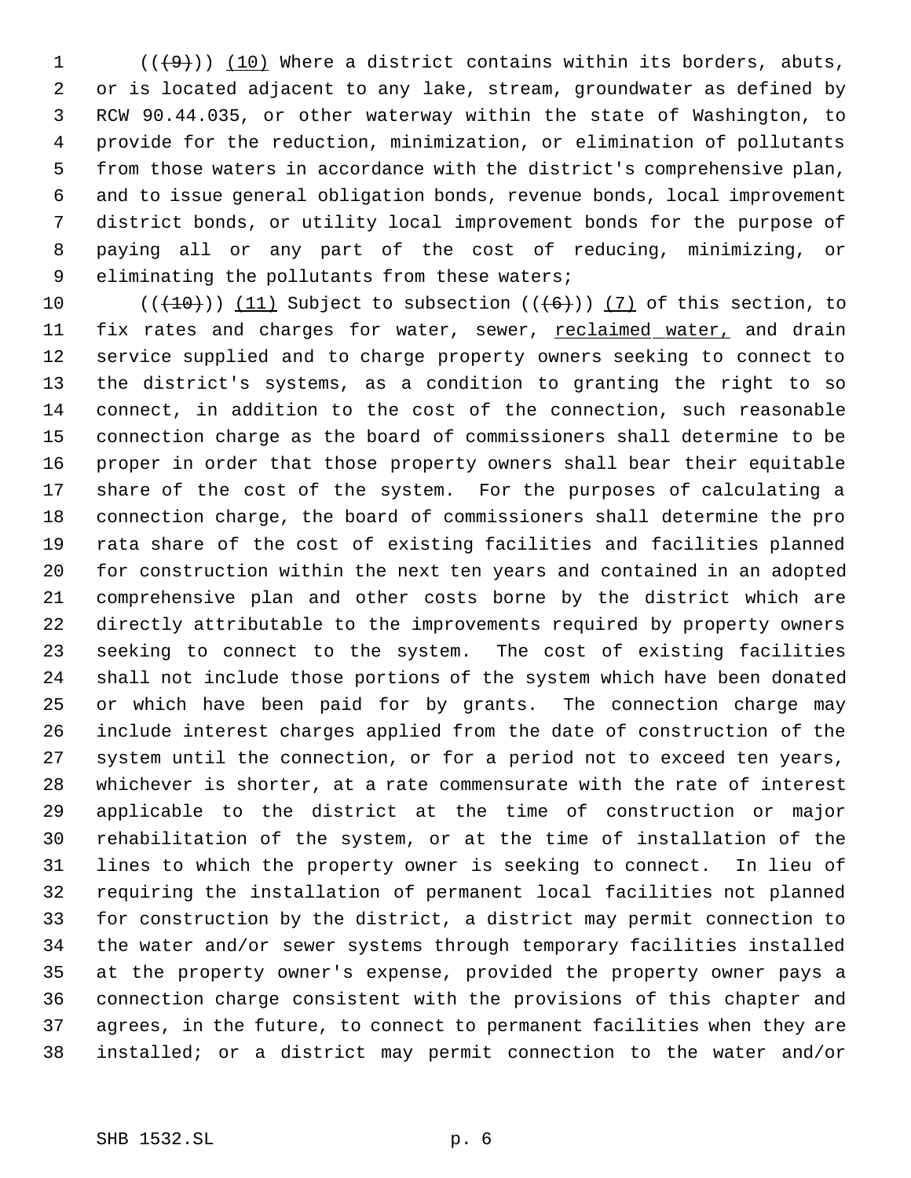(((9))) <u>(10)</u> Where a district contains within its borders, abuts, or is located adjacent to any lake, stream, groundwater as defined by RCW 90.44.035, or other waterway within the state of Washington, to provide for the reduction, minimization, or elimination of pollutants from those waters in accordance with the district's comprehensive plan, and to issue general obligation bonds, revenue bonds, local improvement district bonds, or utility local improvement bonds for the purpose of paying all or any part of the cost of reducing, minimizing, or eliminating the pollutants from these waters;

(((10))) <u>(11)</u> Subject to subsection (((6))) <u>(7)</u> of this section, to fix rates and charges for water, sewer, <u>reclaimed water,</u> and drain service supplied and to charge property owners seeking to connect to the district's systems, as a condition to granting the right to so connect, in addition to the cost of the connection, such reasonable connection charge as the board of commissioners shall determine to be proper in order that those property owners shall bear their equitable share of the cost of the system. For the purposes of calculating a connection charge, the board of commissioners shall determine the pro rata share of the cost of existing facilities and facilities planned for construction within the next ten years and contained in an adopted comprehensive plan and other costs borne by the district which are directly attributable to the improvements required by property owners seeking to connect to the system. The cost of existing facilities shall not include those portions of the system which have been donated or which have been paid for by grants. The connection charge may include interest charges applied from the date of construction of the system until the connection, or for a period not to exceed ten years, whichever is shorter, at a rate commensurate with the rate of interest applicable to the district at the time of construction or major rehabilitation of the system, or at the time of installation of the lines to which the property owner is seeking to connect. In lieu of requiring the installation of permanent local facilities not planned for construction by the district, a district may permit connection to the water and/or sewer systems through temporary facilities installed at the property owner's expense, provided the property owner pays a connection charge consistent with the provisions of this chapter and agrees, in the future, to connect to permanent facilities when they are installed; or a district may permit connection to the water and/or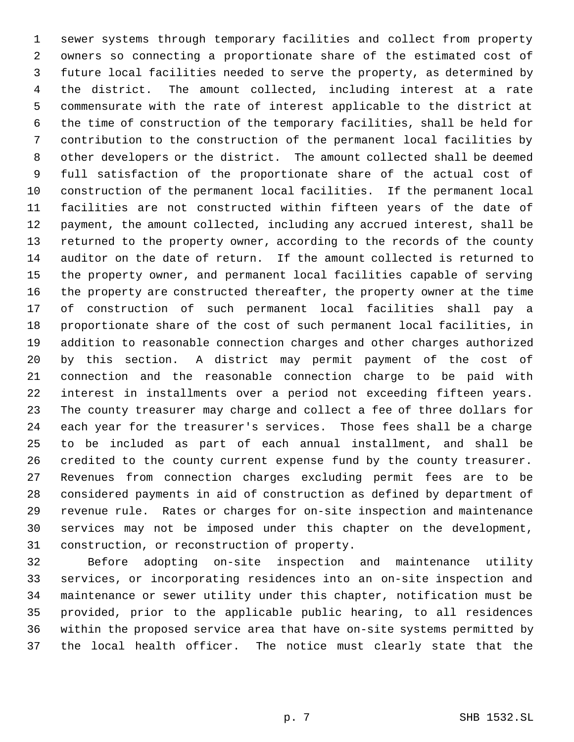sewer systems through temporary facilities and collect from property owners so connecting a proportionate share of the estimated cost of future local facilities needed to serve the property, as determined by the district. The amount collected, including interest at a rate commensurate with the rate of interest applicable to the district at the time of construction of the temporary facilities, shall be held for contribution to the construction of the permanent local facilities by other developers or the district. The amount collected shall be deemed full satisfaction of the proportionate share of the actual cost of construction of the permanent local facilities. If the permanent local facilities are not constructed within fifteen years of the date of payment, the amount collected, including any accrued interest, shall be returned to the property owner, according to the records of the county auditor on the date of return. If the amount collected is returned to the property owner, and permanent local facilities capable of serving the property are constructed thereafter, the property owner at the time of construction of such permanent local facilities shall pay a proportionate share of the cost of such permanent local facilities, in addition to reasonable connection charges and other charges authorized by this section. A district may permit payment of the cost of connection and the reasonable connection charge to be paid with interest in installments over a period not exceeding fifteen years. The county treasurer may charge and collect a fee of three dollars for each year for the treasurer's services. Those fees shall be a charge to be included as part of each annual installment, and shall be credited to the county current expense fund by the county treasurer. Revenues from connection charges excluding permit fees are to be considered payments in aid of construction as defined by department of revenue rule. Rates or charges for on-site inspection and maintenance services may not be imposed under this chapter on the development, construction, or reconstruction of property.

Before adopting on-site inspection and maintenance utility services, or incorporating residences into an on-site inspection and maintenance or sewer utility under this chapter, notification must be provided, prior to the applicable public hearing, to all residences within the proposed service area that have on-site systems permitted by the local health officer. The notice must clearly state that the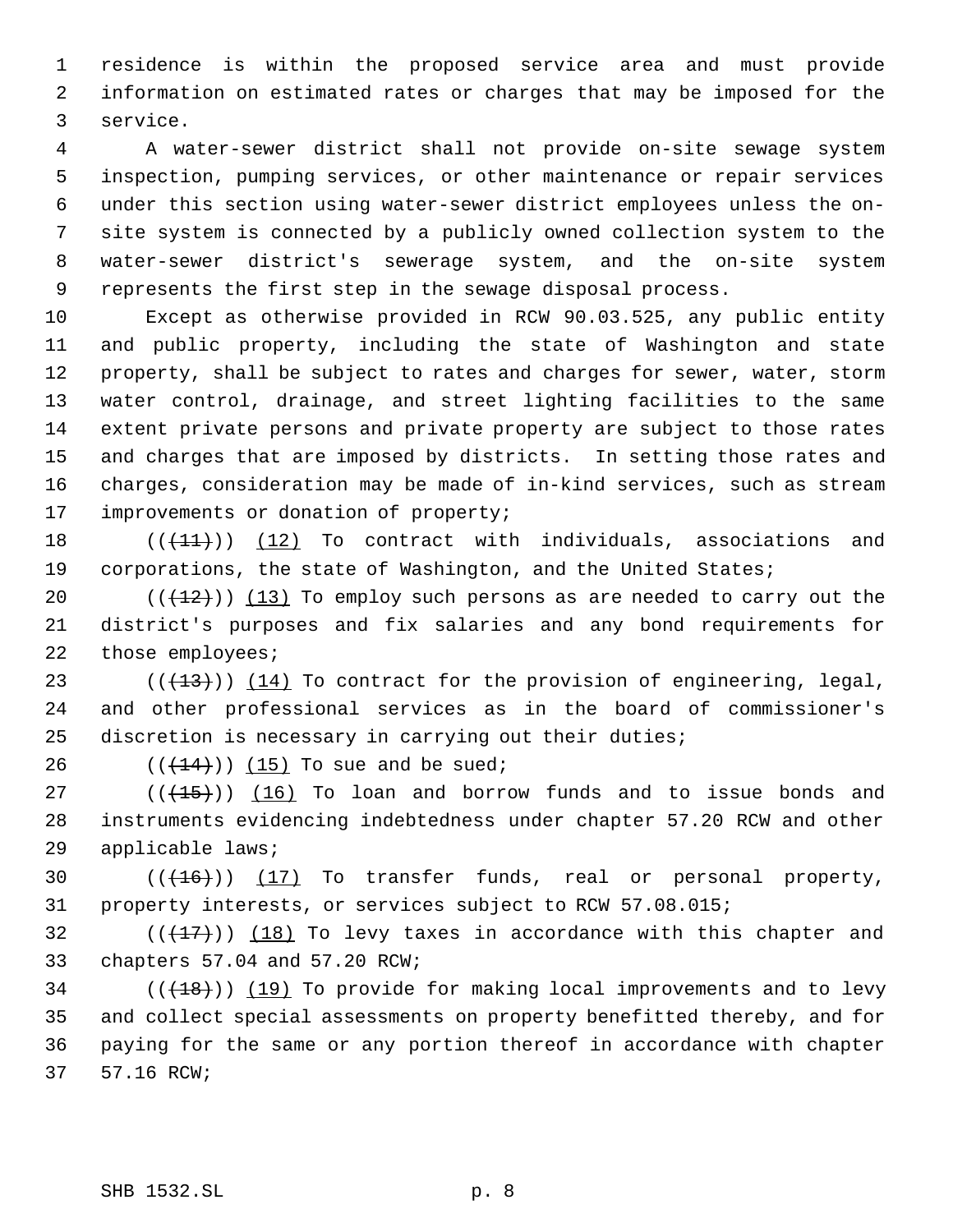residence is within the proposed service area and must provide information on estimated rates or charges that may be imposed for the service.

A water-sewer district shall not provide on-site sewage system inspection, pumping services, or other maintenance or repair services under this section using water-sewer district employees unless the on-site system is connected by a publicly owned collection system to the water-sewer district's sewerage system, and the on-site system represents the first step in the sewage disposal process.

Except as otherwise provided in RCW 90.03.525, any public entity and public property, including the state of Washington and state property, shall be subject to rates and charges for sewer, water, storm water control, drainage, and street lighting facilities to the same extent private persons and private property are subject to those rates and charges that are imposed by districts. In setting those rates and charges, consideration may be made of in-kind services, such as stream improvements or donation of property;

((~~(11)~~)) (12) To contract with individuals, associations and corporations, the state of Washington, and the United States;

((~~(12)~~)) (13) To employ such persons as are needed to carry out the district's purposes and fix salaries and any bond requirements for those employees;

((~~(13)~~)) (14) To contract for the provision of engineering, legal, and other professional services as in the board of commissioner's discretion is necessary in carrying out their duties;

((~~(14)~~)) (15) To sue and be sued;

((~~(15)~~)) (16) To loan and borrow funds and to issue bonds and instruments evidencing indebtedness under chapter 57.20 RCW and other applicable laws;

((~~(16)~~)) (17) To transfer funds, real or personal property, property interests, or services subject to RCW 57.08.015;

((~~(17)~~)) (18) To levy taxes in accordance with this chapter and chapters 57.04 and 57.20 RCW;

((~~(18)~~)) (19) To provide for making local improvements and to levy and collect special assessments on property benefitted thereby, and for paying for the same or any portion thereof in accordance with chapter 57.16 RCW;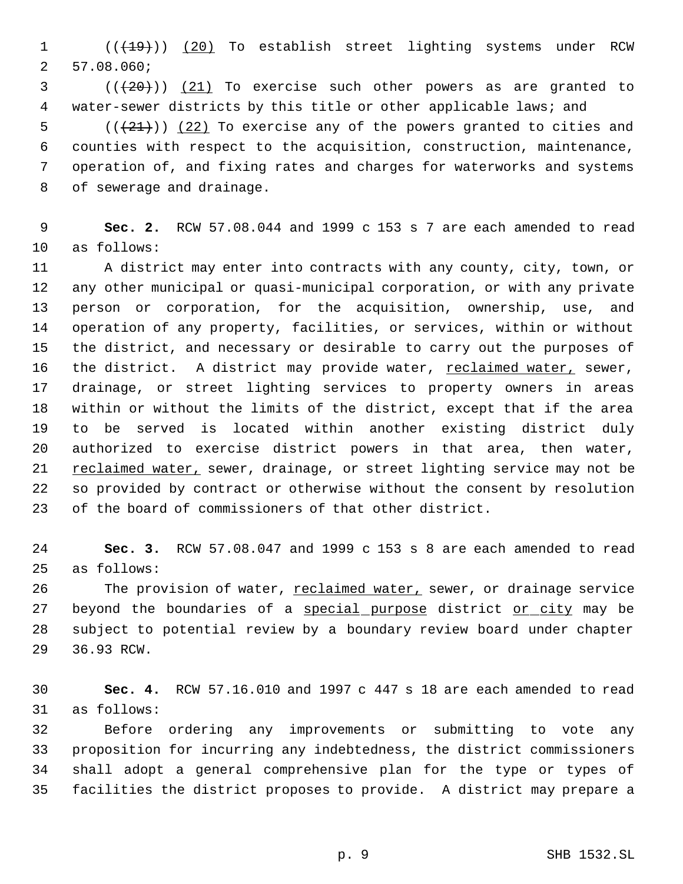((~~(19)~~)) <u>(20)</u> To establish street lighting systems under RCW 57.08.060;

((~~(20)~~)) <u>(21)</u> To exercise such other powers as are granted to water-sewer districts by this title or other applicable laws; and

((~~(21)~~)) <u>(22)</u> To exercise any of the powers granted to cities and counties with respect to the acquisition, construction, maintenance, operation of, and fixing rates and charges for waterworks and systems of sewerage and drainage.

**Sec. 2.** RCW 57.08.044 and 1999 c 153 s 7 are each amended to read as follows:

A district may enter into contracts with any county, city, town, or any other municipal or quasi-municipal corporation, or with any private person or corporation, for the acquisition, ownership, use, and operation of any property, facilities, or services, within or without the district, and necessary or desirable to carry out the purposes of the district. A district may provide water, <u>reclaimed water,</u> sewer, drainage, or street lighting services to property owners in areas within or without the limits of the district, except that if the area to be served is located within another existing district duly authorized to exercise district powers in that area, then water, <u>reclaimed water,</u> sewer, drainage, or street lighting service may not be so provided by contract or otherwise without the consent by resolution of the board of commissioners of that other district.

**Sec. 3.** RCW 57.08.047 and 1999 c 153 s 8 are each amended to read as follows:

The provision of water, <u>reclaimed water,</u> sewer, or drainage service beyond the boundaries of a <u>special purpose</u> district <u>or city</u> may be subject to potential review by a boundary review board under chapter 36.93 RCW.

**Sec. 4.** RCW 57.16.010 and 1997 c 447 s 18 are each amended to read as follows:

Before ordering any improvements or submitting to vote any proposition for incurring any indebtedness, the district commissioners shall adopt a general comprehensive plan for the type or types of facilities the district proposes to provide. A district may prepare a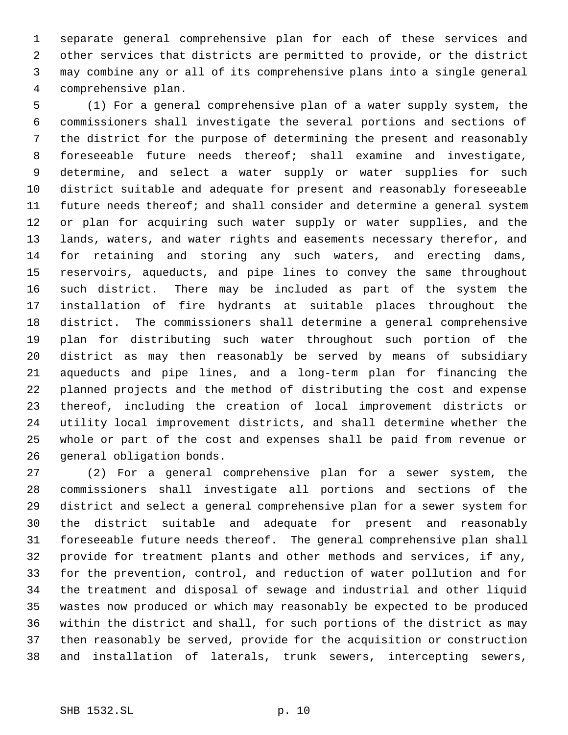separate general comprehensive plan for each of these services and other services that districts are permitted to provide, or the district may combine any or all of its comprehensive plans into a single general comprehensive plan.

(1) For a general comprehensive plan of a water supply system, the commissioners shall investigate the several portions and sections of the district for the purpose of determining the present and reasonably foreseeable future needs thereof; shall examine and investigate, determine, and select a water supply or water supplies for such district suitable and adequate for present and reasonably foreseeable future needs thereof; and shall consider and determine a general system or plan for acquiring such water supply or water supplies, and the lands, waters, and water rights and easements necessary therefor, and for retaining and storing any such waters, and erecting dams, reservoirs, aqueducts, and pipe lines to convey the same throughout such district. There may be included as part of the system the installation of fire hydrants at suitable places throughout the district. The commissioners shall determine a general comprehensive plan for distributing such water throughout such portion of the district as may then reasonably be served by means of subsidiary aqueducts and pipe lines, and a long-term plan for financing the planned projects and the method of distributing the cost and expense thereof, including the creation of local improvement districts or utility local improvement districts, and shall determine whether the whole or part of the cost and expenses shall be paid from revenue or general obligation bonds.

(2) For a general comprehensive plan for a sewer system, the commissioners shall investigate all portions and sections of the district and select a general comprehensive plan for a sewer system for the district suitable and adequate for present and reasonably foreseeable future needs thereof. The general comprehensive plan shall provide for treatment plants and other methods and services, if any, for the prevention, control, and reduction of water pollution and for the treatment and disposal of sewage and industrial and other liquid wastes now produced or which may reasonably be expected to be produced within the district and shall, for such portions of the district as may then reasonably be served, provide for the acquisition or construction and installation of laterals, trunk sewers, intercepting sewers,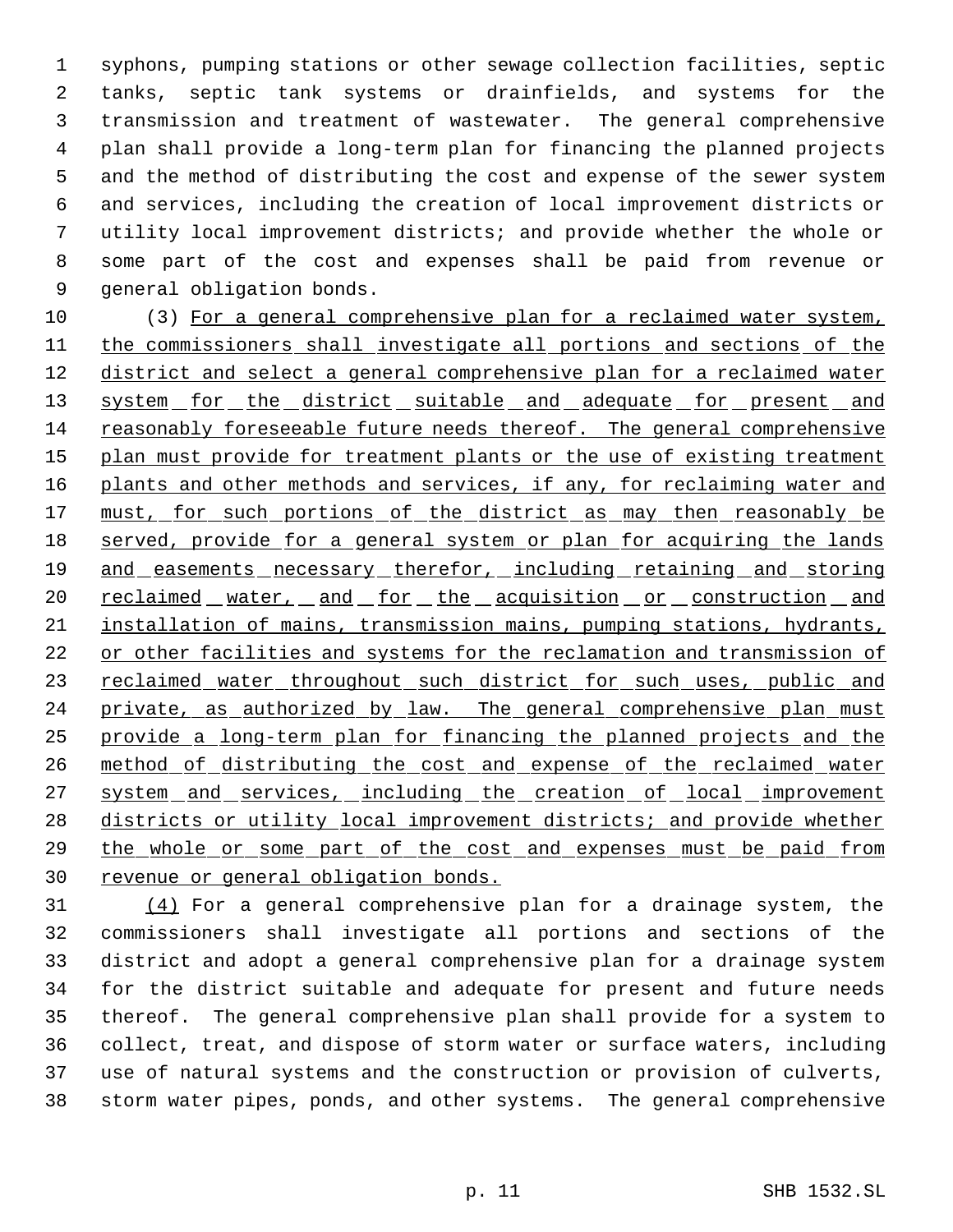syphons, pumping stations or other sewage collection facilities, septic tanks, septic tank systems or drainfields, and systems for the transmission and treatment of wastewater. The general comprehensive plan shall provide a long-term plan for financing the planned projects and the method of distributing the cost and expense of the sewer system and services, including the creation of local improvement districts or utility local improvement districts; and provide whether the whole or some part of the cost and expenses shall be paid from revenue or general obligation bonds.

(3) <u>For a general comprehensive plan for a reclaimed water system, the commissioners shall investigate all portions and sections of the district and select a general comprehensive plan for a reclaimed water system for the district suitable and adequate for present and reasonably foreseeable future needs thereof. The general comprehensive plan must provide for treatment plants or the use of existing treatment plants and other methods and services, if any, for reclaiming water and must, for such portions of the district as may then reasonably be served, provide for a general system or plan for acquiring the lands and easements necessary therefor, including retaining and storing reclaimed water, and for the acquisition or construction and installation of mains, transmission mains, pumping stations, hydrants, or other facilities and systems for the reclamation and transmission of reclaimed water throughout such district for such uses, public and private, as authorized by law. The general comprehensive plan must provide a long-term plan for financing the planned projects and the method of distributing the cost and expense of the reclaimed water system and services, including the creation of local improvement districts or utility local improvement districts; and provide whether the whole or some part of the cost and expenses must be paid from revenue or general obligation bonds.</u>

<u>(4)</u> For a general comprehensive plan for a drainage system, the commissioners shall investigate all portions and sections of the district and adopt a general comprehensive plan for a drainage system for the district suitable and adequate for present and future needs thereof. The general comprehensive plan shall provide for a system to collect, treat, and dispose of storm water or surface waters, including use of natural systems and the construction or provision of culverts, storm water pipes, ponds, and other systems. The general comprehensive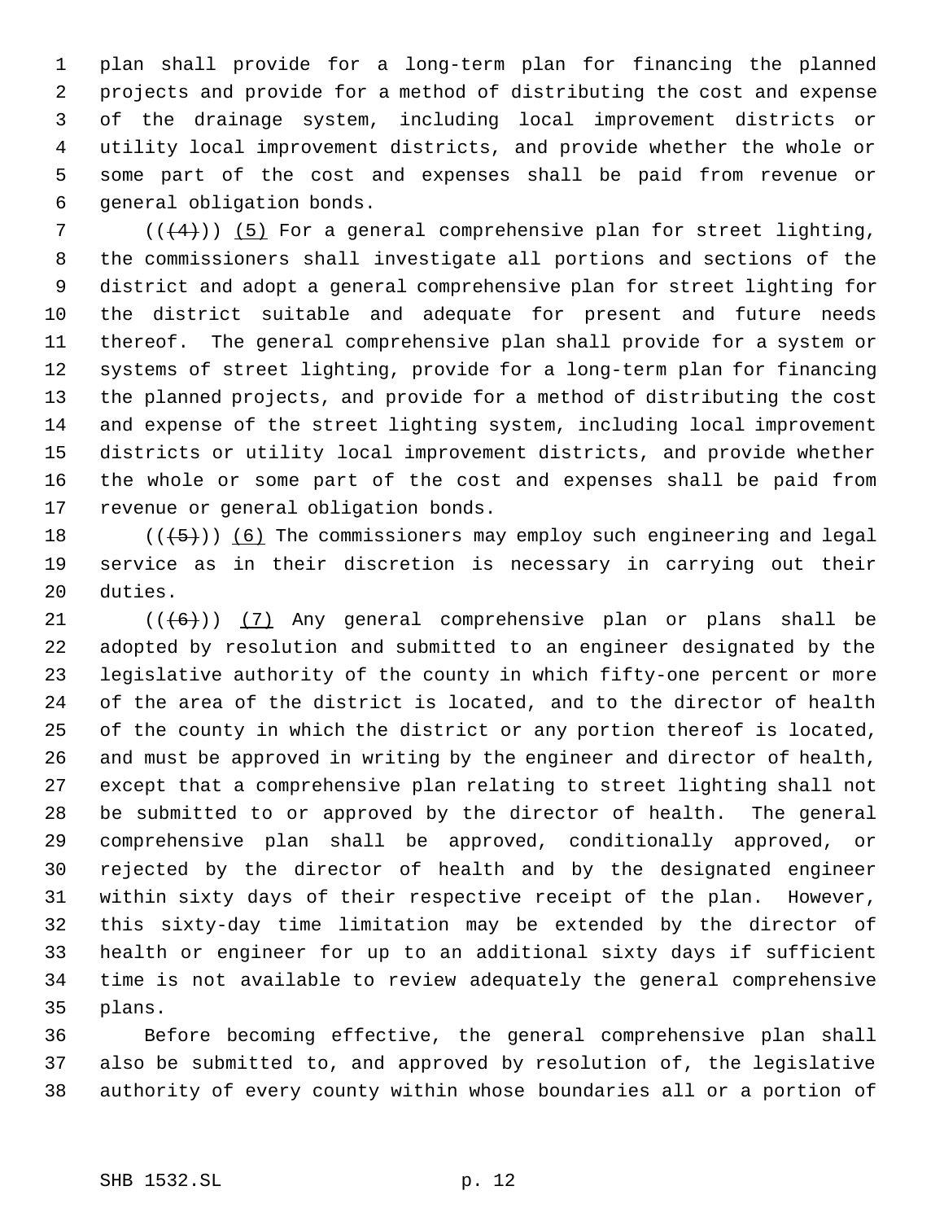plan shall provide for a long-term plan for financing the planned projects and provide for a method of distributing the cost and expense of the drainage system, including local improvement districts or utility local improvement districts, and provide whether the whole or some part of the cost and expenses shall be paid from revenue or general obligation bonds.

(((4))) (5) For a general comprehensive plan for street lighting, the commissioners shall investigate all portions and sections of the district and adopt a general comprehensive plan for street lighting for the district suitable and adequate for present and future needs thereof. The general comprehensive plan shall provide for a system or systems of street lighting, provide for a long-term plan for financing the planned projects, and provide for a method of distributing the cost and expense of the street lighting system, including local improvement districts or utility local improvement districts, and provide whether the whole or some part of the cost and expenses shall be paid from revenue or general obligation bonds.

(((5))) (6) The commissioners may employ such engineering and legal service as in their discretion is necessary in carrying out their duties.

(((6))) (7) Any general comprehensive plan or plans shall be adopted by resolution and submitted to an engineer designated by the legislative authority of the county in which fifty-one percent or more of the area of the district is located, and to the director of health of the county in which the district or any portion thereof is located, and must be approved in writing by the engineer and director of health, except that a comprehensive plan relating to street lighting shall not be submitted to or approved by the director of health. The general comprehensive plan shall be approved, conditionally approved, or rejected by the director of health and by the designated engineer within sixty days of their respective receipt of the plan. However, this sixty-day time limitation may be extended by the director of health or engineer for up to an additional sixty days if sufficient time is not available to review adequately the general comprehensive plans.

Before becoming effective, the general comprehensive plan shall also be submitted to, and approved by resolution of, the legislative authority of every county within whose boundaries all or a portion of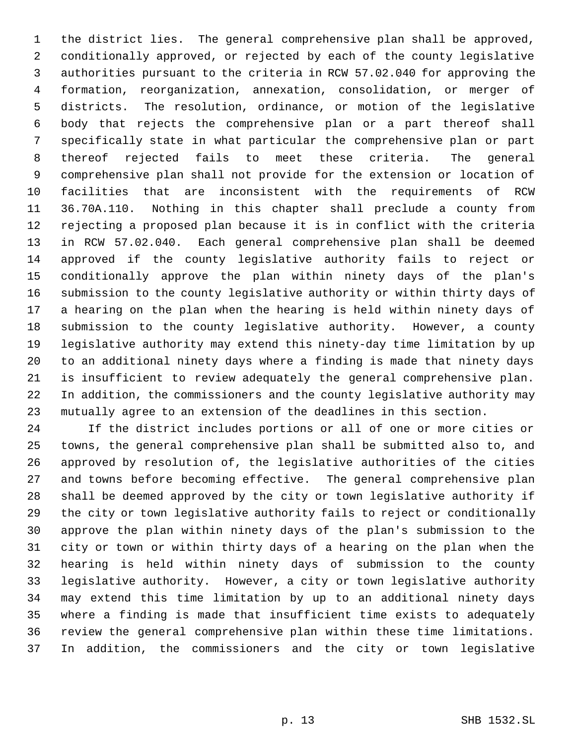the district lies. The general comprehensive plan shall be approved, conditionally approved, or rejected by each of the county legislative authorities pursuant to the criteria in RCW 57.02.040 for approving the formation, reorganization, annexation, consolidation, or merger of districts. The resolution, ordinance, or motion of the legislative body that rejects the comprehensive plan or a part thereof shall specifically state in what particular the comprehensive plan or part thereof rejected fails to meet these criteria. The general comprehensive plan shall not provide for the extension or location of facilities that are inconsistent with the requirements of RCW 36.70A.110. Nothing in this chapter shall preclude a county from rejecting a proposed plan because it is in conflict with the criteria in RCW 57.02.040. Each general comprehensive plan shall be deemed approved if the county legislative authority fails to reject or conditionally approve the plan within ninety days of the plan's submission to the county legislative authority or within thirty days of a hearing on the plan when the hearing is held within ninety days of submission to the county legislative authority. However, a county legislative authority may extend this ninety-day time limitation by up to an additional ninety days where a finding is made that ninety days is insufficient to review adequately the general comprehensive plan. In addition, the commissioners and the county legislative authority may mutually agree to an extension of the deadlines in this section.

If the district includes portions or all of one or more cities or towns, the general comprehensive plan shall be submitted also to, and approved by resolution of, the legislative authorities of the cities and towns before becoming effective. The general comprehensive plan shall be deemed approved by the city or town legislative authority if the city or town legislative authority fails to reject or conditionally approve the plan within ninety days of the plan's submission to the city or town or within thirty days of a hearing on the plan when the hearing is held within ninety days of submission to the county legislative authority. However, a city or town legislative authority may extend this time limitation by up to an additional ninety days where a finding is made that insufficient time exists to adequately review the general comprehensive plan within these time limitations. In addition, the commissioners and the city or town legislative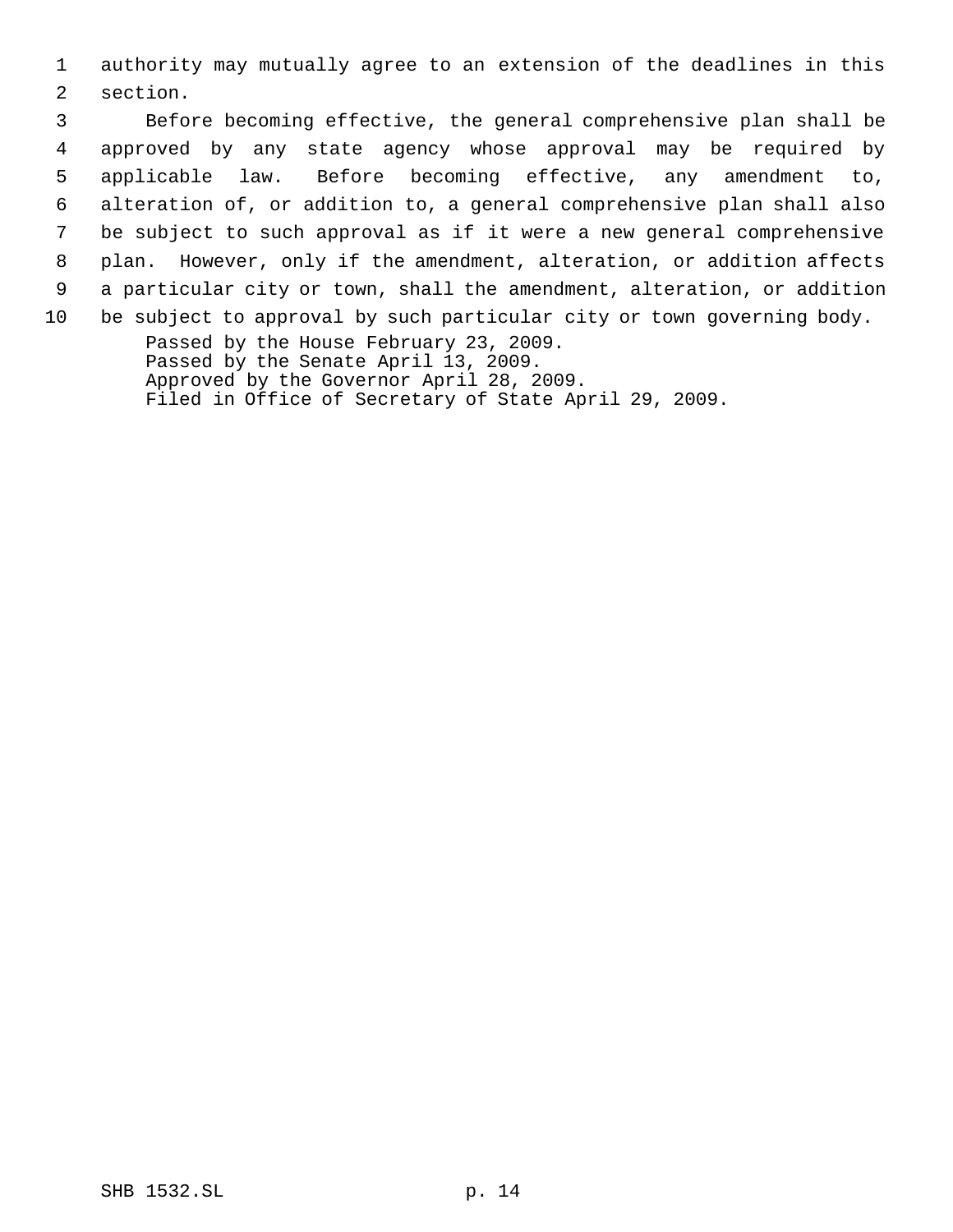authority may mutually agree to an extension of the deadlines in this section.

Before becoming effective, the general comprehensive plan shall be approved by any state agency whose approval may be required by applicable law. Before becoming effective, any amendment to, alteration of, or addition to, a general comprehensive plan shall also be subject to such approval as if it were a new general comprehensive plan. However, only if the amendment, alteration, or addition affects a particular city or town, shall the amendment, alteration, or addition be subject to approval by such particular city or town governing body.

Passed by the House February 23, 2009.
Passed by the Senate April 13, 2009.
Approved by the Governor April 28, 2009.
Filed in Office of Secretary of State April 29, 2009.